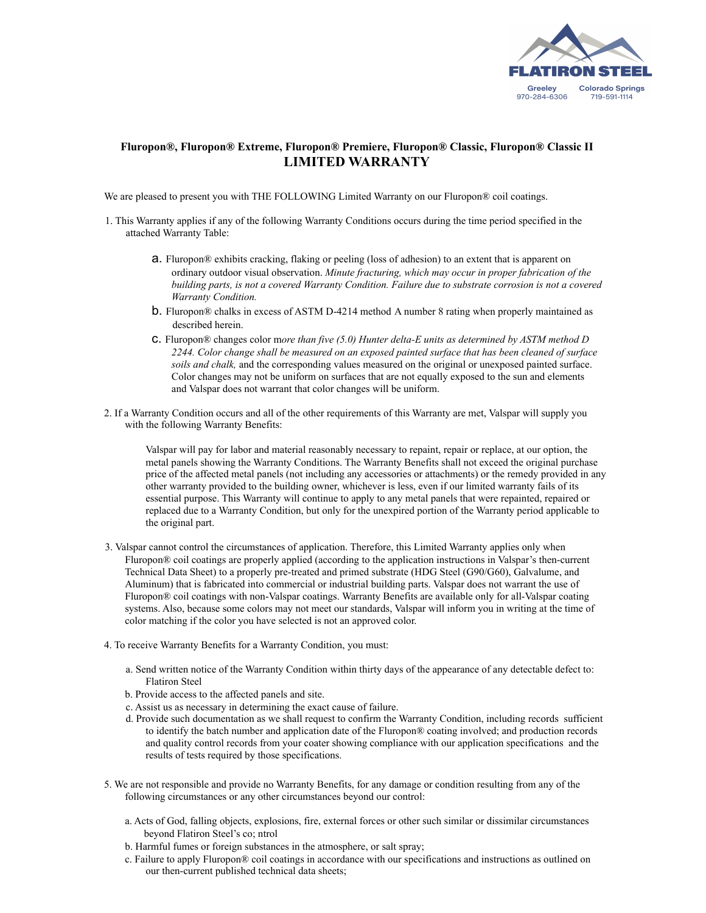FLATIRON STEEL

Greeley 970-284-6306 Colorado Springs 719-591-1114

**Fluropon®, Fluropon® Extreme, Fluropon® Premiere, Fluropon® Classic, Fluropon® Classic II**

## LIMITED WARRANTY

We are pleased to present you with THE FOLLOWING Limited Warranty on our Fluropon® coil coatings.

1. This Warranty applies if any of the following Warranty Conditions occurs during the time period specified in the attached Warranty Table:

   a. Fluropon® exhibits cracking, flaking or peeling (loss of adhesion) to an extent that is apparent on ordinary outdoor visual observation. *Minute fracturing, which may occur in proper fabrication of the building parts, is not a covered Warranty Condition. Failure due to substrate corrosion is not a covered Warranty Condition.*

   b. Fluropon® chalks in excess of ASTM D-4214 method A number 8 rating when properly maintained as described herein.

   c. Fluropon® changes color m*ore than five (5.0) Hunter delta-E units as determined by ASTM method D 2244. Color change shall be measured on an exposed painted surface that has been cleaned of surface soils and chalk,* and the corresponding values measured on the original or unexposed painted surface. Color changes may not be uniform on surfaces that are not equally exposed to the sun and elements and Valspar does not warrant that color changes will be uniform.

2. If a Warranty Condition occurs and all of the other requirements of this Warranty are met, Valspar will supply you with the following Warranty Benefits:

   Valspar will pay for labor and material reasonably necessary to repaint, repair or replace, at our option, the metal panels showing the Warranty Conditions. The Warranty Benefits shall not exceed the original purchase price of the affected metal panels (not including any accessories or attachments) or the remedy provided in any other warranty provided to the building owner, whichever is less, even if our limited warranty fails of its essential purpose. This Warranty will continue to apply to any metal panels that were repainted, repaired or replaced due to a Warranty Condition, but only for the unexpired portion of the Warranty period applicable to the original part.

3. Valspar cannot control the circumstances of application. Therefore, this Limited Warranty applies only when Fluropon® coil coatings are properly applied (according to the application instructions in Valspar's then-current Technical Data Sheet) to a properly pre-treated and primed substrate (HDG Steel (G90/G60), Galvalume, and Aluminum) that is fabricated into commercial or industrial building parts. Valspar does not warrant the use of Fluropon® coil coatings with non-Valspar coatings. Warranty Benefits are available only for all-Valspar coating systems. Also, because some colors may not meet our standards, Valspar will inform you in writing at the time of color matching if the color you have selected is not an approved color.

4. To receive Warranty Benefits for a Warranty Condition, you must:

   a. Send written notice of the Warranty Condition within thirty days of the appearance of any detectable defect to: Flatiron Steel
   b. Provide access to the affected panels and site.
   c. Assist us as necessary in determining the exact cause of failure.
   d. Provide such documentation as we shall request to confirm the Warranty Condition, including records sufficient to identify the batch number and application date of the Fluropon® coating involved; and production records and quality control records from your coater showing compliance with our application specifications and the results of tests required by those specifications.

5. We are not responsible and provide no Warranty Benefits, for any damage or condition resulting from any of the following circumstances or any other circumstances beyond our control:

   a. Acts of God, falling objects, explosions, fire, external forces or other such similar or dissimilar circumstances beyond Flatiron Steel's co; ntrol
   b. Harmful fumes or foreign substances in the atmosphere, or salt spray;
   c. Failure to apply Fluropon® coil coatings in accordance with our specifications and instructions as outlined on our then-current published technical data sheets;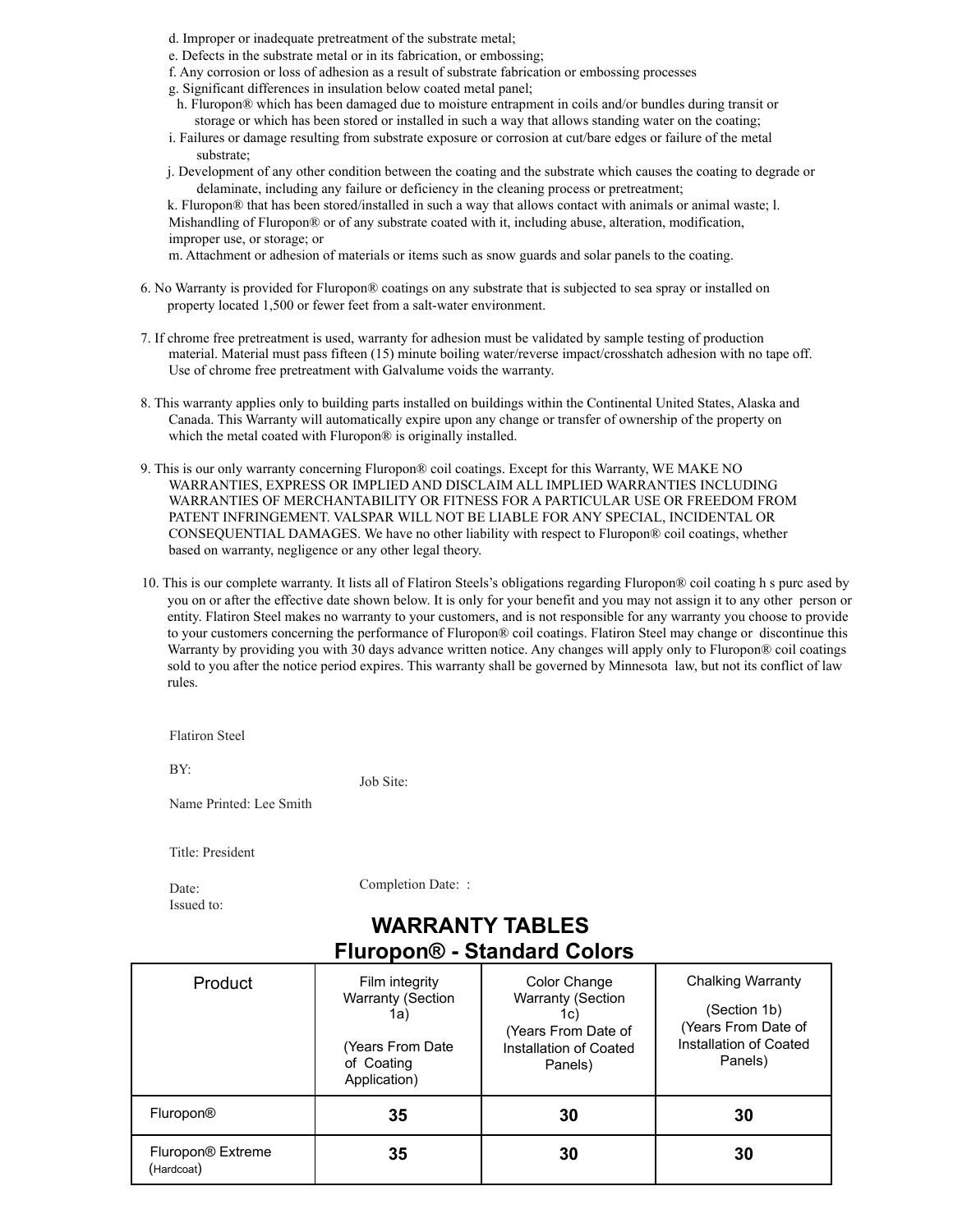d. Improper or inadequate pretreatment of the substrate metal;

e. Defects in the substrate metal or in its fabrication, or embossing;

f. Any corrosion or loss of adhesion as a result of substrate fabrication or embossing processes

g. Significant differences in insulation below coated metal panel;

h. Fluropon® which has been damaged due to moisture entrapment in coils and/or bundles during transit or storage or which has been stored or installed in such a way that allows standing water on the coating;

i. Failures or damage resulting from substrate exposure or corrosion at cut/bare edges or failure of the metal substrate;

j. Development of any other condition between the coating and the substrate which causes the coating to degrade or delaminate, including any failure or deficiency in the cleaning process or pretreatment;

k. Fluropon® that has been stored/installed in such a way that allows contact with animals or animal waste; l. Mishandling of Fluropon® or of any substrate coated with it, including abuse, alteration, modification, improper use, or storage; or

m. Attachment or adhesion of materials or items such as snow guards and solar panels to the coating.

6. No Warranty is provided for Fluropon® coatings on any substrate that is subjected to sea spray or installed on property located 1,500 or fewer feet from a salt-water environment.

7. If chrome free pretreatment is used, warranty for adhesion must be validated by sample testing of production material. Material must pass fifteen (15) minute boiling water/reverse impact/crosshatch adhesion with no tape off. Use of chrome free pretreatment with Galvalume voids the warranty.

8. This warranty applies only to building parts installed on buildings within the Continental United States, Alaska and Canada. This Warranty will automatically expire upon any change or transfer of ownership of the property on which the metal coated with Fluropon® is originally installed.

9. This is our only warranty concerning Fluropon® coil coatings. Except for this Warranty, WE MAKE NO WARRANTIES, EXPRESS OR IMPLIED AND DISCLAIM ALL IMPLIED WARRANTIES INCLUDING WARRANTIES OF MERCHANTABILITY OR FITNESS FOR A PARTICULAR USE OR FREEDOM FROM PATENT INFRINGEMENT. VALSPAR WILL NOT BE LIABLE FOR ANY SPECIAL, INCIDENTAL OR CONSEQUENTIAL DAMAGES. We have no other liability with respect to Fluropon® coil coatings, whether based on warranty, negligence or any other legal theory.

10. This is our complete warranty. It lists all of Flatiron Steels's obligations regarding Fluropon® coil coating h s purc ased by you on or after the effective date shown below. It is only for your benefit and you may not assign it to any other person or entity. Flatiron Steel makes no warranty to your customers, and is not responsible for any warranty you choose to provide to your customers concerning the performance of Fluropon® coil coatings. Flatiron Steel may change or discontinue this Warranty by providing you with 30 days advance written notice. Any changes will apply only to Fluropon® coil coatings sold to you after the notice period expires. This warranty shall be governed by Minnesota law, but not its conflict of law rules.

Flatiron Steel

BY:

Job Site:

Name Printed: Lee Smith

Title: President

Date:

Completion Date: :

Issued to:

## WARRANTY TABLES
## Fluropon® - Standard Colors

| Product | Film integrity Warranty (Section 1a) (Years From Date of Coating Application) | Color Change Warranty (Section 1c) (Years From Date of Installation of Coated Panels) | Chalking Warranty (Section 1b) (Years From Date of Installation of Coated Panels) |
|---|---|---|---|
| Fluropon® | **35** | **30** | **30** |
| Fluropon® Extreme (Hardcoat) | **35** | **30** | **30** |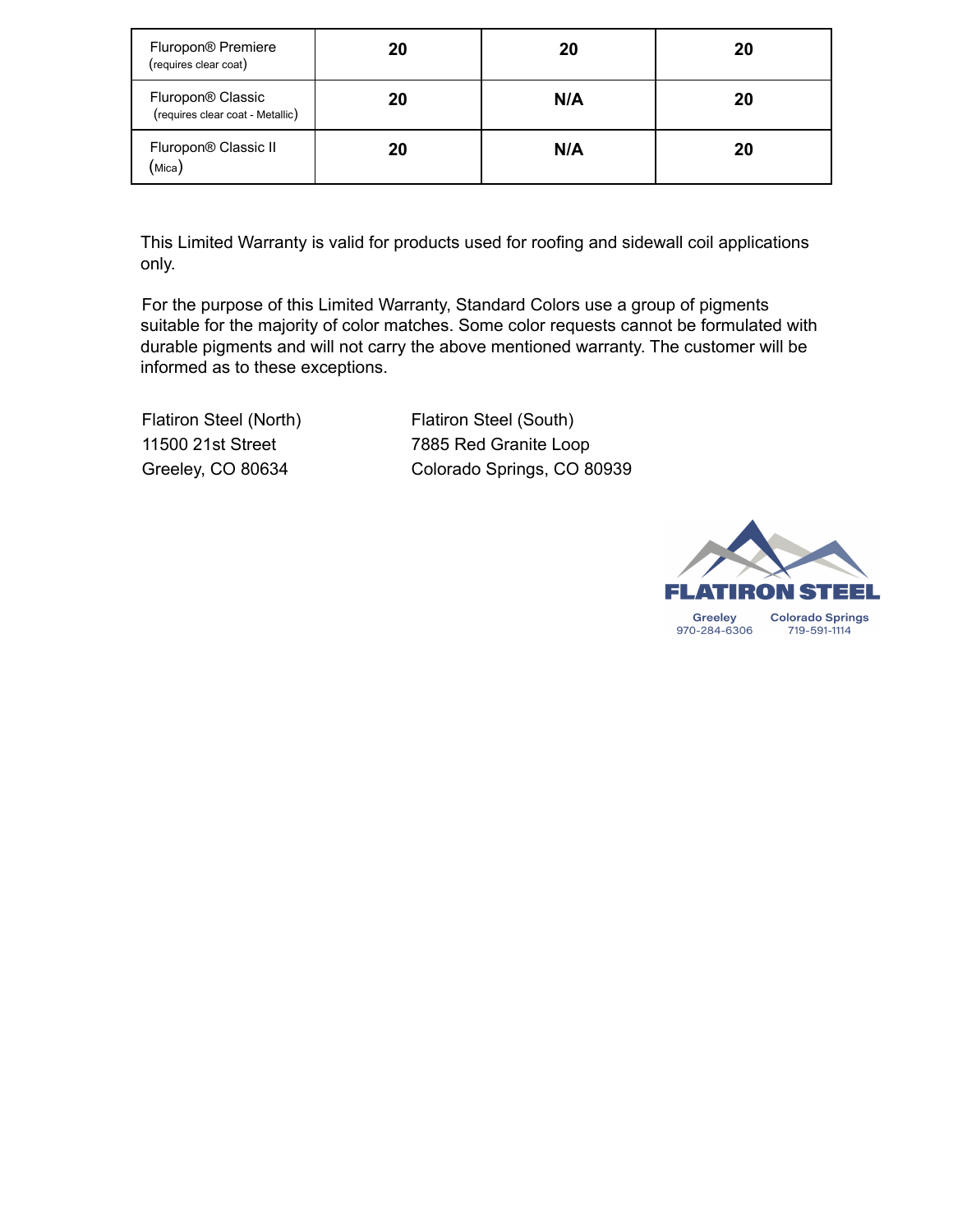| | | | |
|---|---|---|---|
| Fluropon® Premiere (requires clear coat) | **20** | **20** | **20** |
| Fluropon® Classic (requires clear coat - Metallic) | **20** | **N/A** | **20** |
| Fluropon® Classic II (Mica) | **20** | **N/A** | **20** |

This Limited Warranty is valid for products used for roofing and sidewall coil applications only.

For the purpose of this Limited Warranty, Standard Colors use a group of pigments suitable for the majority of color matches. Some color requests cannot be formulated with durable pigments and will not carry the above mentioned warranty. The customer will be informed as to these exceptions.

Flatiron Steel (North)
11500 21st Street
Greeley, CO 80634

Flatiron Steel (South)
7885 Red Granite Loop
Colorado Springs, CO 80939

FLATIRON STEEL

Greeley 970-284-6306

Colorado Springs 719-591-1114